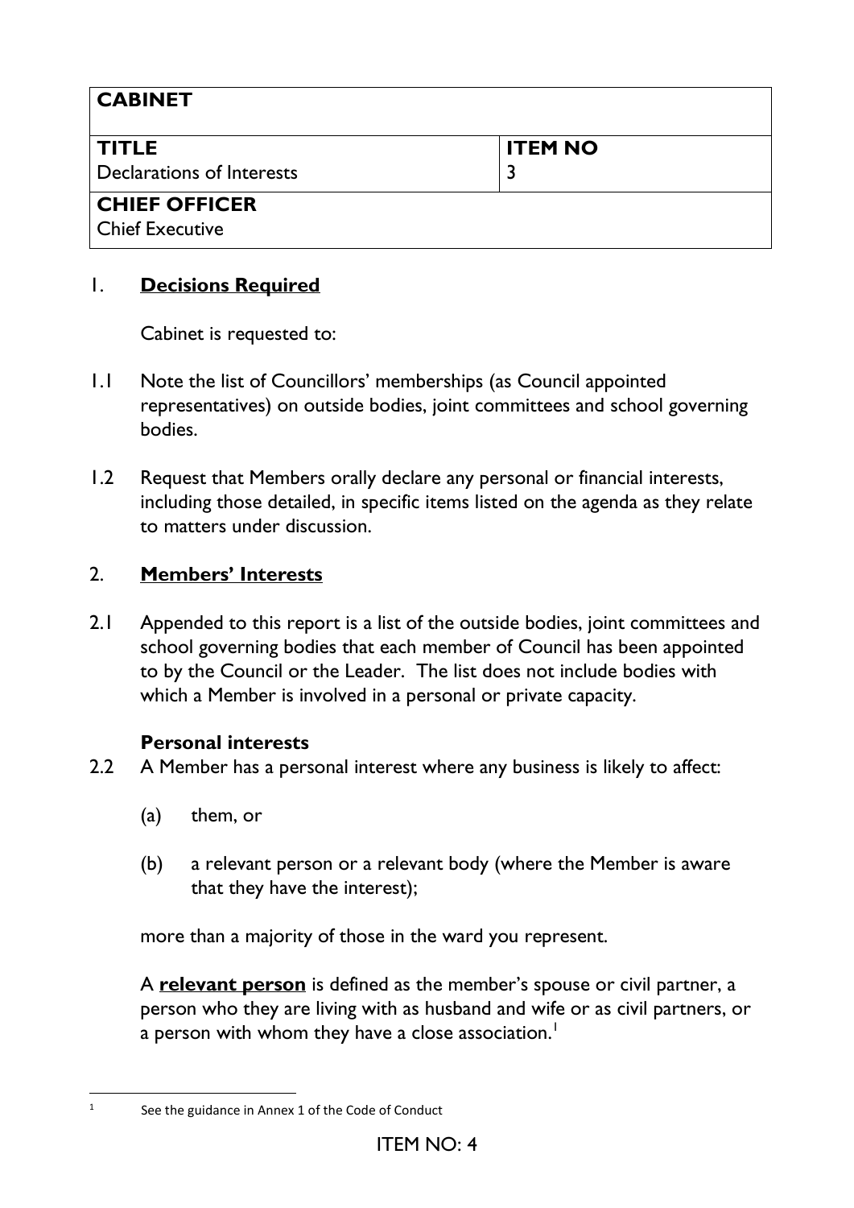| CABINET | |
|---|---|
| **TITLE**<br>Declarations of Interests | **ITEM NO**<br>3 |
| **CHIEF OFFICER**<br>Chief Executive | |

## 1. **Decisions Required**

Cabinet is requested to:

1.1 Note the list of Councillors' memberships (as Council appointed representatives) on outside bodies, joint committees and school governing bodies.

1.2 Request that Members orally declare any personal or financial interests, including those detailed, in specific items listed on the agenda as they relate to matters under discussion.

## 2. **Members' Interests**

2.1 Appended to this report is a list of the outside bodies, joint committees and school governing bodies that each member of Council has been appointed to by the Council or the Leader. The list does not include bodies with which a Member is involved in a personal or private capacity.

**Personal interests**

2.2 A Member has a personal interest where any business is likely to affect:

(a) them, or

(b) a relevant person or a relevant body (where the Member is aware that they have the interest);

more than a majority of those in the ward you represent.

A **relevant person** is defined as the member's spouse or civil partner, a person who they are living with as husband and wife or as civil partners, or a person with whom they have a close association.[1]

[1] See the guidance in Annex 1 of the Code of Conduct

ITEM NO: 4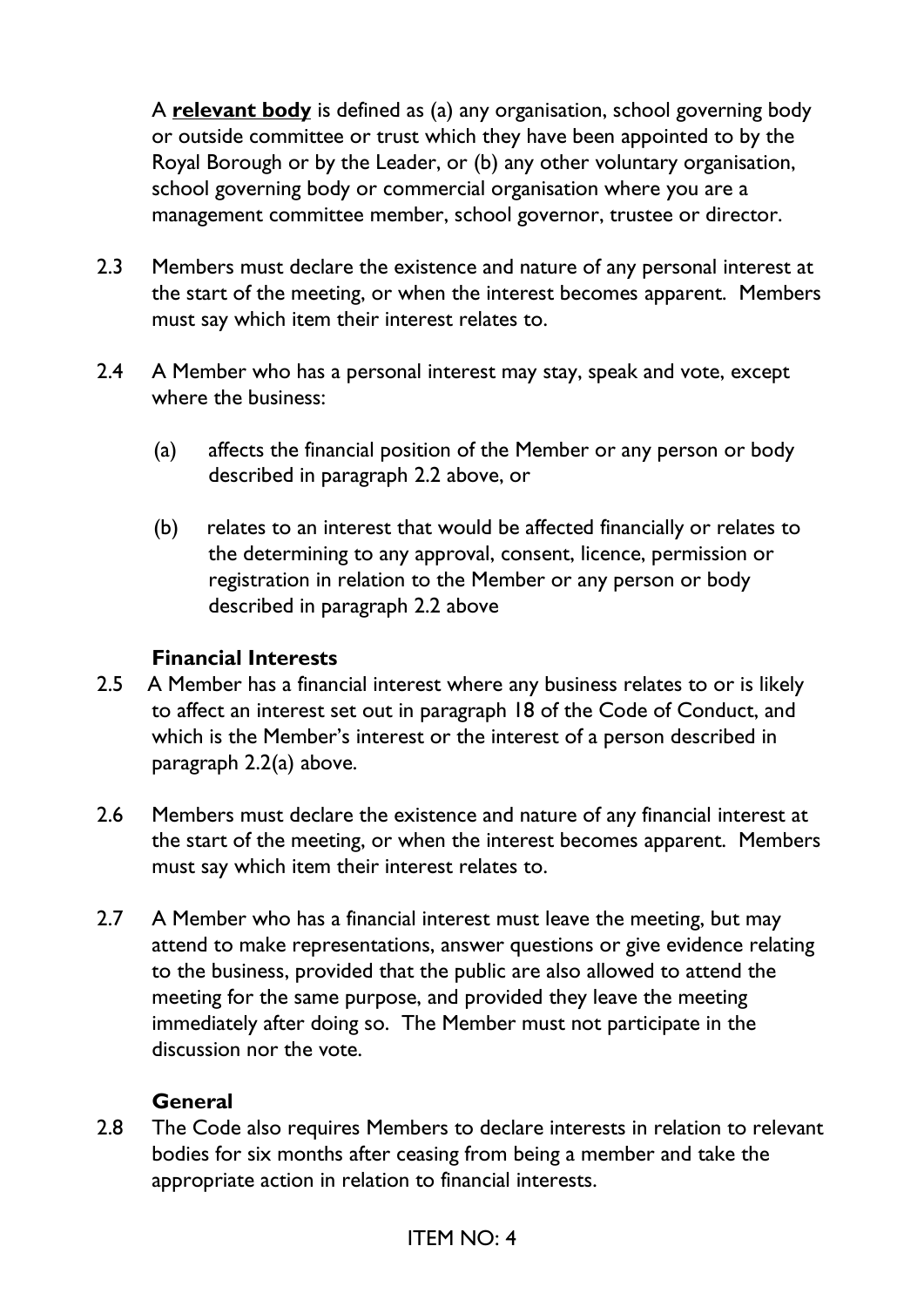A **relevant body** is defined as (a) any organisation, school governing body or outside committee or trust which they have been appointed to by the Royal Borough or by the Leader, or (b) any other voluntary organisation, school governing body or commercial organisation where you are a management committee member, school governor, trustee or director.

2.3 Members must declare the existence and nature of any personal interest at the start of the meeting, or when the interest becomes apparent. Members must say which item their interest relates to.

2.4 A Member who has a personal interest may stay, speak and vote, except where the business:

(a) affects the financial position of the Member or any person or body described in paragraph 2.2 above, or

(b) relates to an interest that would be affected financially or relates to the determining to any approval, consent, licence, permission or registration in relation to the Member or any person or body described in paragraph 2.2 above

### Financial Interests

2.5 A Member has a financial interest where any business relates to or is likely to affect an interest set out in paragraph 18 of the Code of Conduct, and which is the Member's interest or the interest of a person described in paragraph 2.2(a) above.

2.6 Members must declare the existence and nature of any financial interest at the start of the meeting, or when the interest becomes apparent. Members must say which item their interest relates to.

2.7 A Member who has a financial interest must leave the meeting, but may attend to make representations, answer questions or give evidence relating to the business, provided that the public are also allowed to attend the meeting for the same purpose, and provided they leave the meeting immediately after doing so. The Member must not participate in the discussion nor the vote.

### General

2.8 The Code also requires Members to declare interests in relation to relevant bodies for six months after ceasing from being a member and take the appropriate action in relation to financial interests.

ITEM NO: 4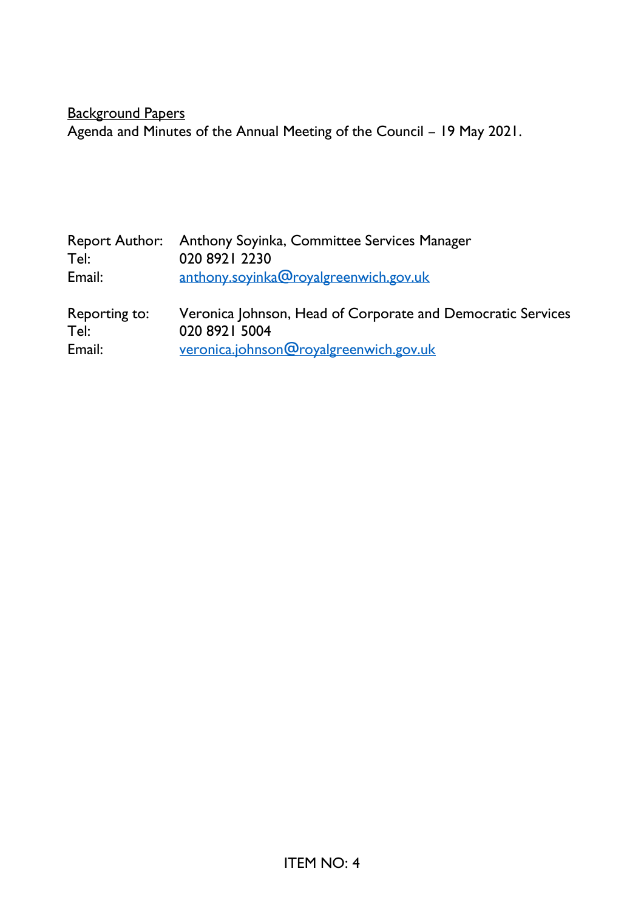<u>Background Papers</u>
Agenda and Minutes of the Annual Meeting of the Council – 19 May 2021.

| | |
|---|---|
| Report Author: | Anthony Soyinka, Committee Services Manager |
| Tel: | 020 8921 2230 |
| Email: | anthony.soyinka@royalgreenwich.gov.uk |
| | |
| Reporting to: | Veronica Johnson, Head of Corporate and Democratic Services |
| Tel: | 020 8921 5004 |
| Email: | veronica.johnson@royalgreenwich.gov.uk |

ITEM NO: 4